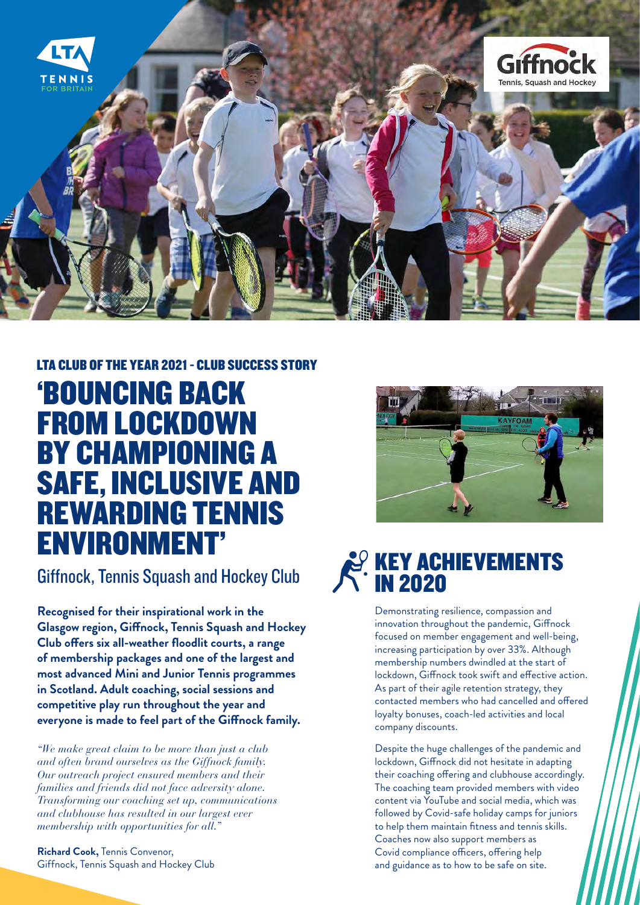## LTA CLUB OF THE YEAR 2021 - CLUB SUCCESS STORY

# 'BOUNCING BACK FROM LOCKDOWN BY CHAMPIONING A SAFE, INCLUSIVE AND REWARDING TENNIS ENVIRONMENT'

Giffnock, Tennis Squash and Hockey Club

**Recognised for their inspirational work in the Glasgow region, Giffnock, Tennis Squash and Hockey Club offers six all-weather floodlit courts, a range of membership packages and one of the largest and most advanced Mini and Junior Tennis programmes in Scotland. Adult coaching, social sessions and competitive play run throughout the year and everyone is made to feel part of the Giffnock family.**

*"We make great claim to be more than just a club and often brand ourselves as the Giffnock family. Our outreach project ensured members and their families and friends did not face adversity alone. Transforming our coaching set up, communications and clubhouse has resulted in our largest ever membership with opportunities for all."*

**Richard Cook,** Tennis Convenor, Giffnock, Tennis Squash and Hockey Club

## KEY ACHIEVEMENTS IN 2020

Demonstrating resilience, compassion and innovation throughout the pandemic, Giffnock focused on member engagement and well-being, increasing participation by over 33%. Although membership numbers dwindled at the start of lockdown, Giffnock took swift and effective action. As part of their agile retention strategy, they contacted members who had cancelled and offered loyalty bonuses, coach-led activities and local company discounts.

Despite the huge challenges of the pandemic and lockdown, Giffnock did not hesitate in adapting their coaching offering and clubhouse accordingly. The coaching team provided members with video content via YouTube and social media, which was followed by Covid-safe holiday camps for juniors to help them maintain fitness and tennis skills. Coaches now also support members as Covid compliance officers, offering help and guidance as to how to be safe on site.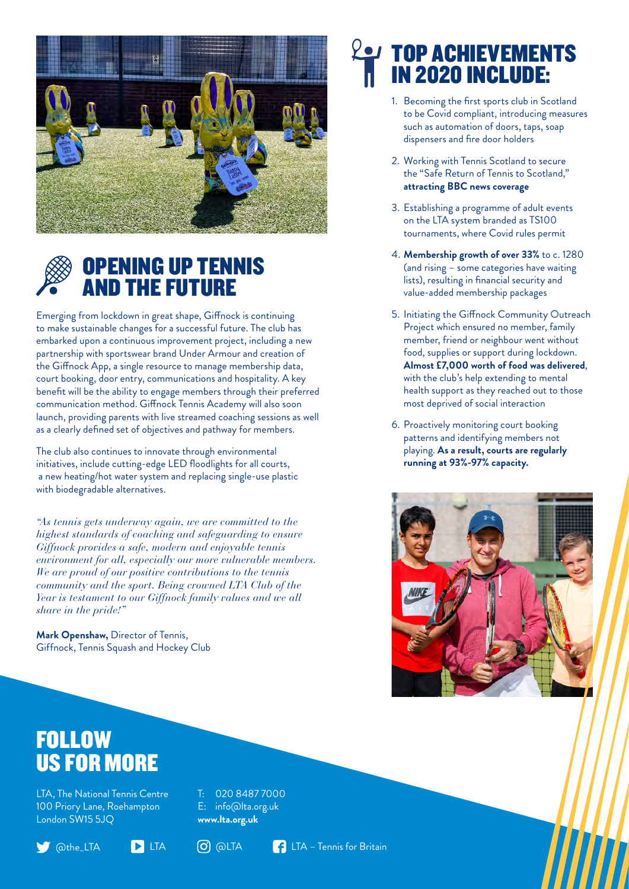## OPENING UP TENNIS AND THE FUTURE

Emerging from lockdown in great shape, Giffnock is continuing to make sustainable changes for a successful future. The club has embarked upon a continuous improvement project, including a new partnership with sportswear brand Under Armour and creation of the Giffnock App, a single resource to manage membership data, court booking, door entry, communications and hospitality. A key benefit will be the ability to engage members through their preferred communication method. Giffnock Tennis Academy will also soon launch, providing parents with live streamed coaching sessions as well as a clearly defined set of objectives and pathway for members.

The club also continues to innovate through environmental initiatives, include cutting-edge LED floodlights for all courts, a new heating/hot water system and replacing single-use plastic with biodegradable alternatives.

*"As tennis gets underway again, we are committed to the highest standards of coaching and safeguarding to ensure Giffnock provides a safe, modern and enjoyable tennis environment for all, especially our more vulnerable members. We are proud of our positive contributions to the tennis community and the sport. Being crowned LTA Club of the Year is testament to our Giffnock family values and we all share in the pride!"*

**Mark Openshaw,** Director of Tennis, Giffnock, Tennis Squash and Hockey Club

## TOP ACHIEVEMENTS IN 2020 INCLUDE:

1. Becoming the first sports club in Scotland to be Covid compliant, introducing measures such as automation of doors, taps, soap dispensers and fire door holders
2. Working with Tennis Scotland to secure the "Safe Return of Tennis to Scotland," **attracting BBC news coverage**
3. Establishing a programme of adult events on the LTA system branded as TS100 tournaments, where Covid rules permit
4. **Membership growth of over 33%** to c. 1280 (and rising – some categories have waiting lists), resulting in financial security and value-added membership packages
5. Initiating the Giffnock Community Outreach Project which ensured no member, family member, friend or neighbour went without food, supplies or support during lockdown. **Almost £7,000 worth of food was delivered**, with the club's help extending to mental health support as they reached out to those most deprived of social interaction
6. Proactively monitoring court booking patterns and identifying members not playing. **As a result, courts are regularly running at 93%-97% capacity.**

## FOLLOW US FOR MORE

LTA, The National Tennis Centre
100 Priory Lane, Roehampton
London SW15 5JQ

T: 020 8487 7000
E: info@lta.org.uk
**www.lta.org.uk**

@the_LTA LTA @LTA LTA – Tennis for Britain